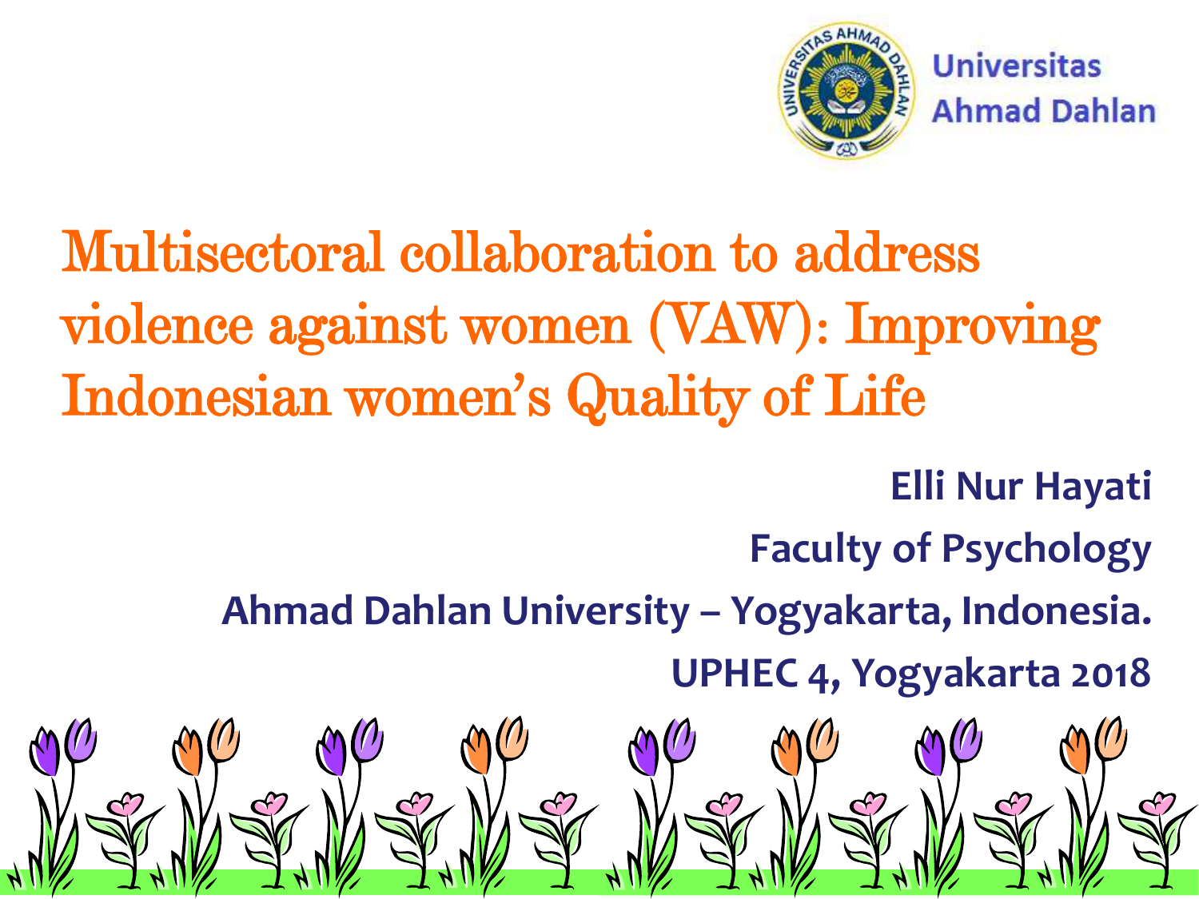Universitas Ahmad Dahlan

# Multisectoral collaboration to address violence against women (VAW): Improving Indonesian women's Quality of Life

**Elli Nur Hayati**

**Faculty of Psychology**

**Ahmad Dahlan University – Yogyakarta, Indonesia.**

**UPHEC 4, Yogyakarta 2018**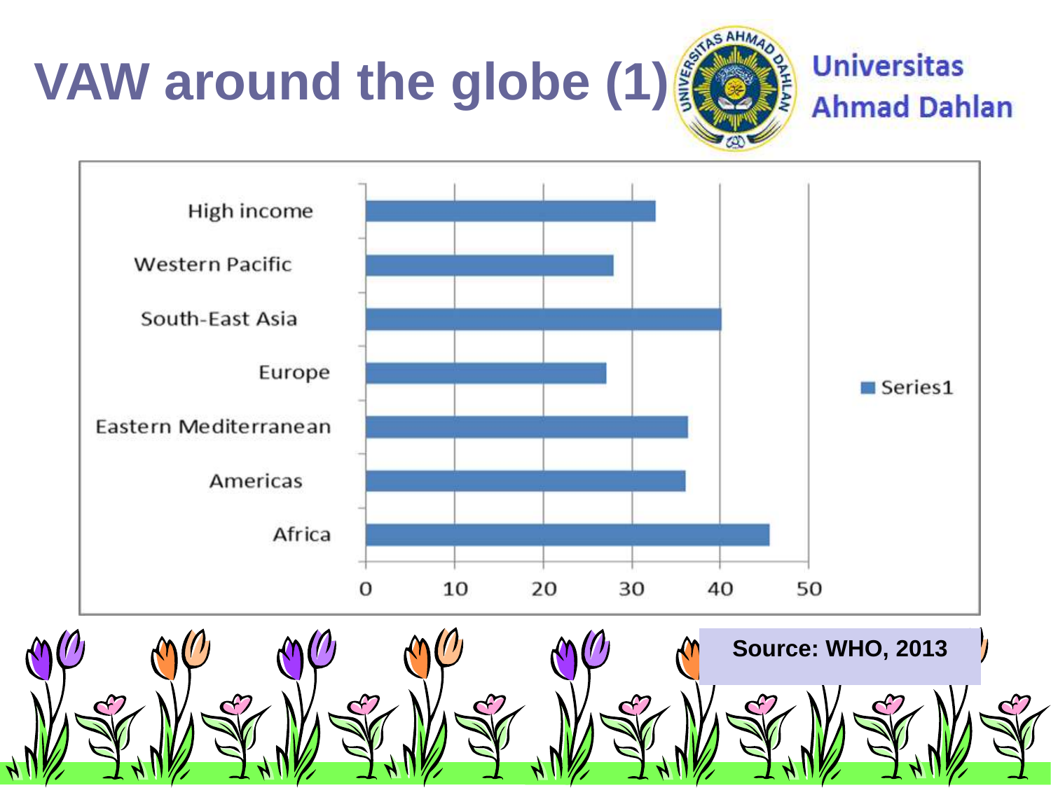# VAW around the globe (1)

Universitas Ahmad Dahlan

| Region | Series1 |
|---|---|
| High income | |
| Western Pacific | |
| South-East Asia | |
| Europe | |
| Eastern Mediterranean | |
| Americas | |
| Africa | |

0 10 20 30 40 50

**Source: WHO, 2013**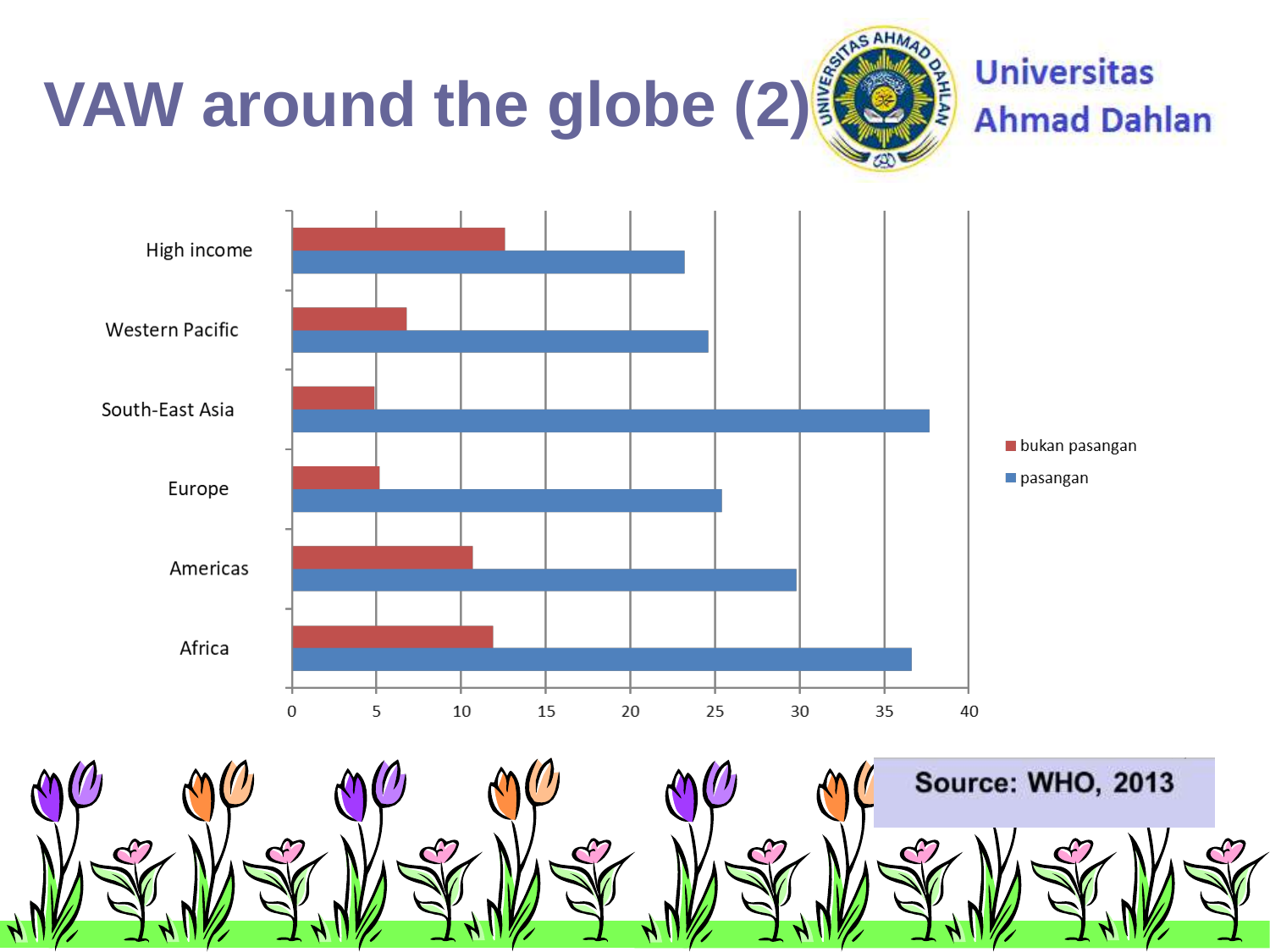# VAW around the globe (2)

Universitas Ahmad Dahlan

| Region | bukan pasangan | pasangan |
|---|---|---|
| High income | 12.6 | 23.2 |
| Western Pacific | 6.8 | 24.6 |
| South-East Asia | 4.9 | 37.7 |
| Europe | 5.2 | 25.4 |
| Americas | 10.7 | 29.8 |
| Africa | 11.9 | 36.6 |

Source: WHO, 2013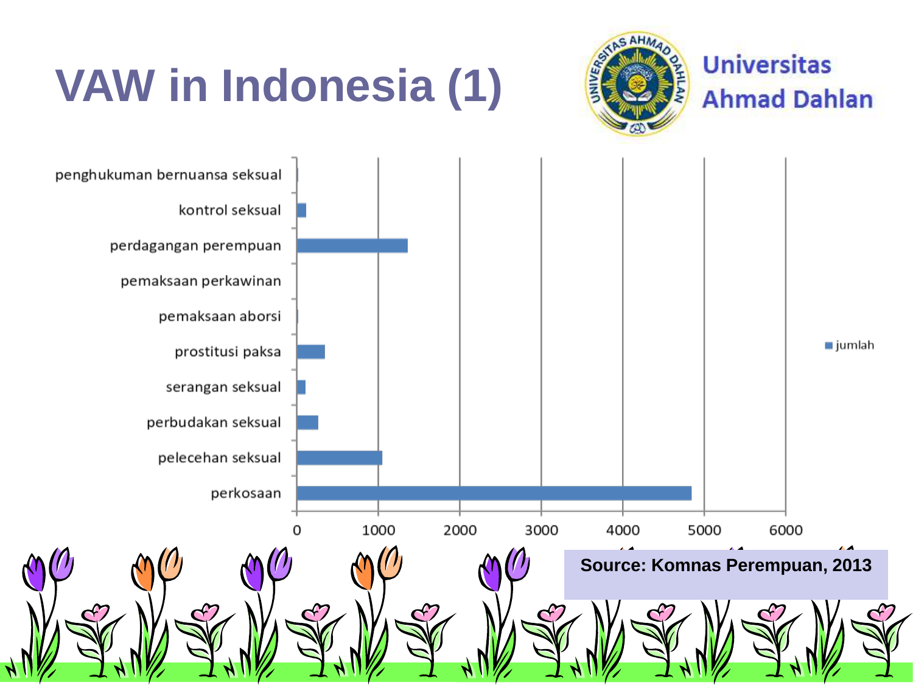# VAW in Indonesia (1)

Universitas Ahmad Dahlan

| Kategori | jumlah (approx.) |
|---|---|
| penghukuman bernuansa seksual | ~10 |
| kontrol seksual | ~120 |
| perdagangan perempuan | ~1360 |
| pemaksaan perkawinan | ~0 |
| pemaksaan aborsi | ~10 |
| prostitusi paksa | ~350 |
| serangan seksual | ~110 |
| perbudakan seksual | ~270 |
| pelecehan seksual | ~1050 |
| perkosaan | ~4840 |

Approximate values estimated from the bar chart (x-axis: 0–6000).

**Source: Komnas Perempuan, 2013**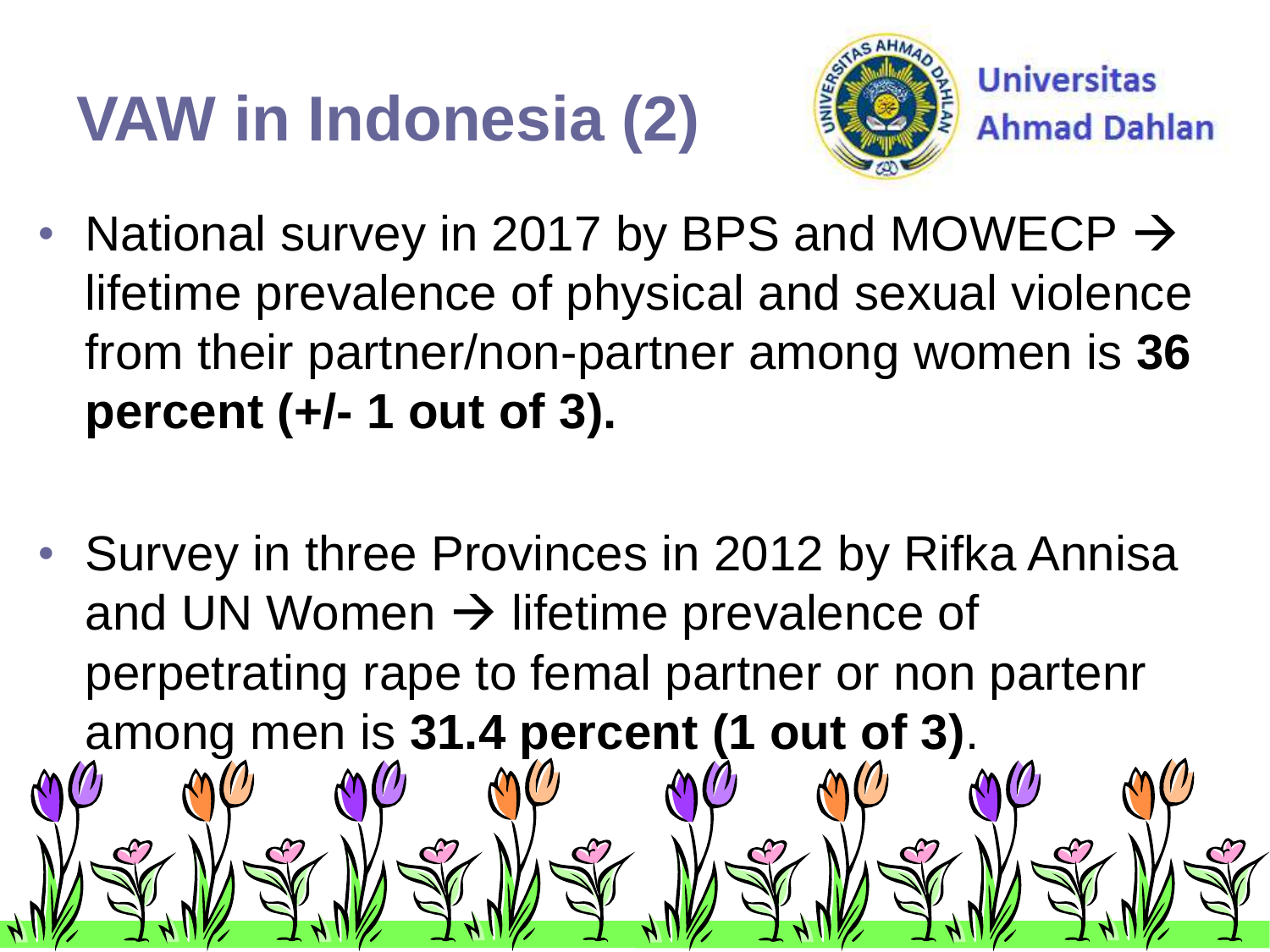# VAW in Indonesia (2)

Universitas Ahmad Dahlan

- National survey in 2017 by BPS and MOWECP → lifetime prevalence of physical and sexual violence from their partner/non-partner among women is **36 percent (+/- 1 out of 3).**

- Survey in three Provinces in 2012 by Rifka Annisa and UN Women → lifetime prevalence of perpetrating rape to femal partner or non partenr among men is **31.4 percent (1 out of 3)**.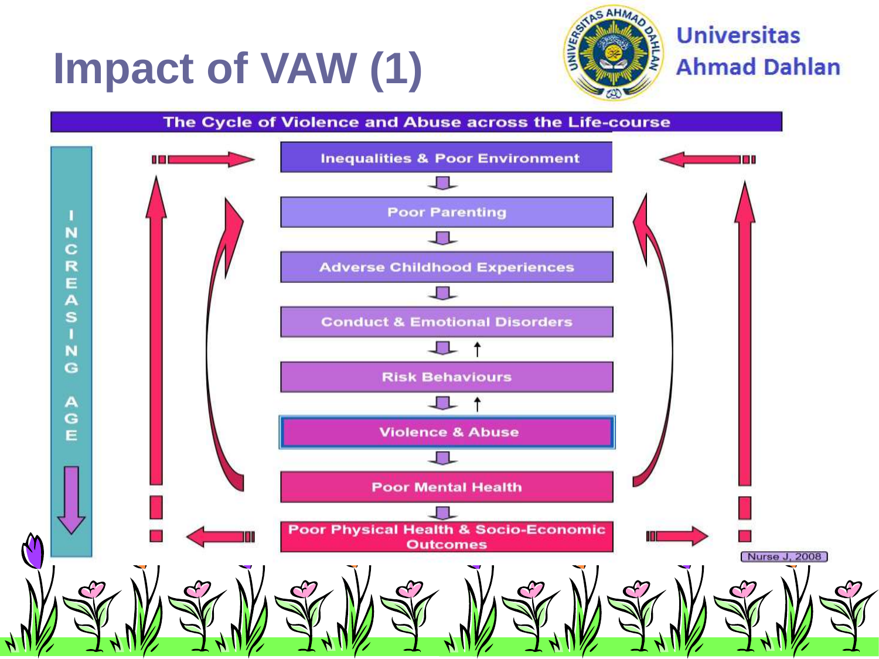# Impact of VAW (1)

Universitas Ahmad Dahlan

**The Cycle of Violence and Abuse across the Life-course**

INCREASING AGE

- Inequalities & Poor Environment
- Poor Parenting
- Adverse Childhood Experiences
- Conduct & Emotional Disorders
- Risk Behaviours
- Violence & Abuse
- Poor Mental Health
- Poor Physical Health & Socio-Economic Outcomes

Nurse J, 2008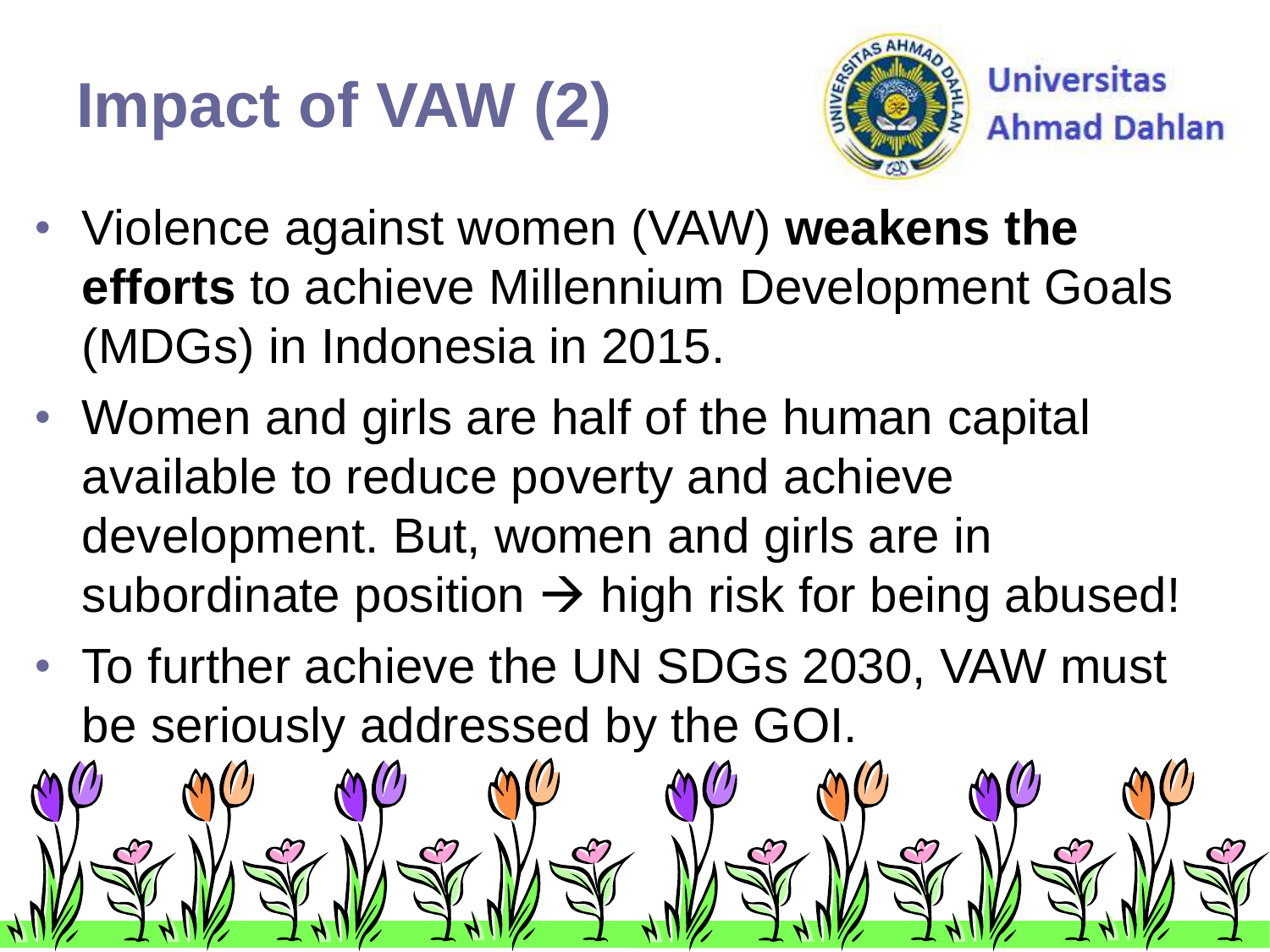# Impact of VAW (2)

Universitas Ahmad Dahlan

- Violence against women (VAW) **weakens the efforts** to achieve Millennium Development Goals (MDGs) in Indonesia in 2015.
- Women and girls are half of the human capital available to reduce poverty and achieve development. But, women and girls are in subordinate position → high risk for being abused!
- To further achieve the UN SDGs 2030, VAW must be seriously addressed by the GOI.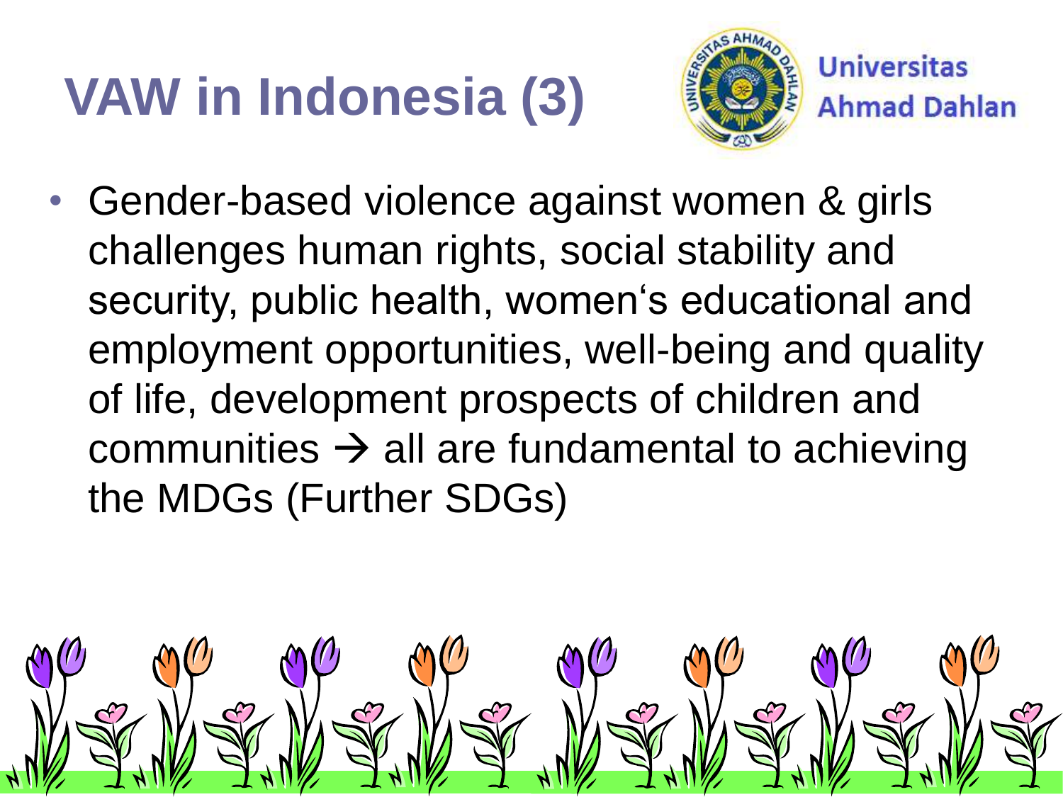# VAW in Indonesia (3)

Universitas Ahmad Dahlan

- Gender-based violence against women & girls challenges human rights, social stability and security, public health, women's educational and employment opportunities, well-being and quality of life, development prospects of children and communities → all are fundamental to achieving the MDGs (Further SDGs)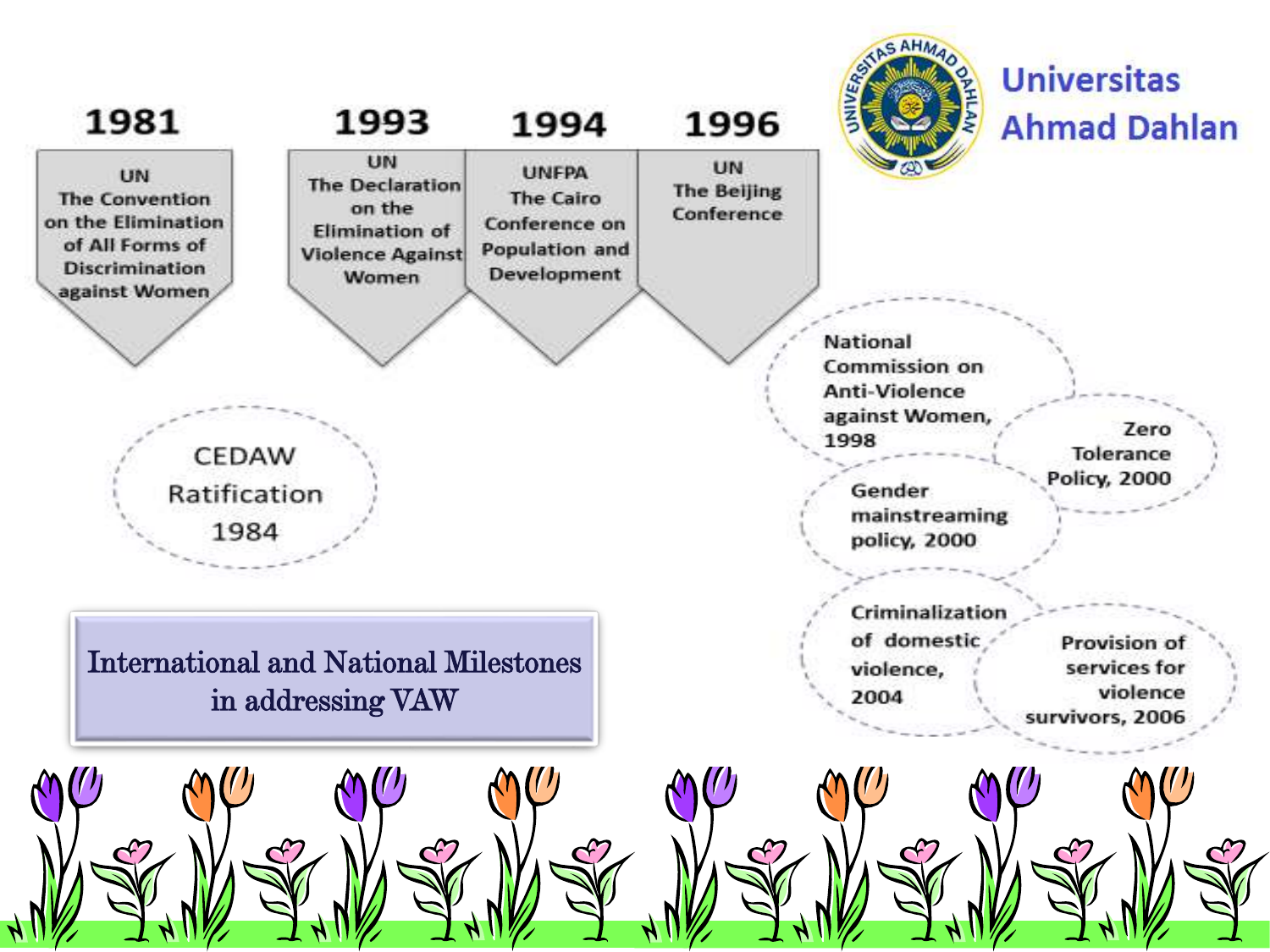Universitas Ahmad Dahlan

# International and National Milestones in addressing VAW

**1981**
UN
The Convention on the Elimination of All Forms of Discrimination against Women

**1993**
UN
The Declaration on the Elimination of Violence Against Women

**1994**
UNFPA
The Cairo Conference on Population and Development

**1996**
UN
The Beijing Conference

CEDAW Ratification 1984

National Commission on Anti-Violence against Women, 1998

Zero Tolerance Policy, 2000

Gender mainstreaming policy, 2000

Criminalization of domestic violence, 2004

Provision of services for violence survivors, 2006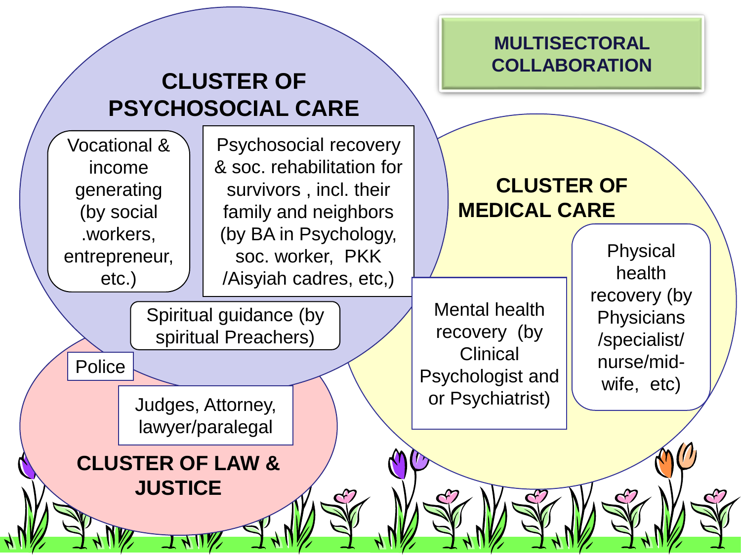# MULTISECTORAL COLLABORATION

## CLUSTER OF PSYCHOSOCIAL CARE

- Vocational & income generating (by social .workers, entrepreneur, etc.)
- Psychosocial recovery & soc. rehabilitation for survivors , incl. their family and neighbors (by BA in Psychology, soc. worker, PKK /Aisyiah cadres, etc,)
- Spiritual guidance (by spiritual Preachers)

## CLUSTER OF MEDICAL CARE

- Mental health recovery (by Clinical Psychologist and or Psychiatrist)
- Physical health recovery (by Physicians /specialist/ nurse/mid-wife, etc)

## CLUSTER OF LAW & JUSTICE

- Police
- Judges, Attorney, lawyer/paralegal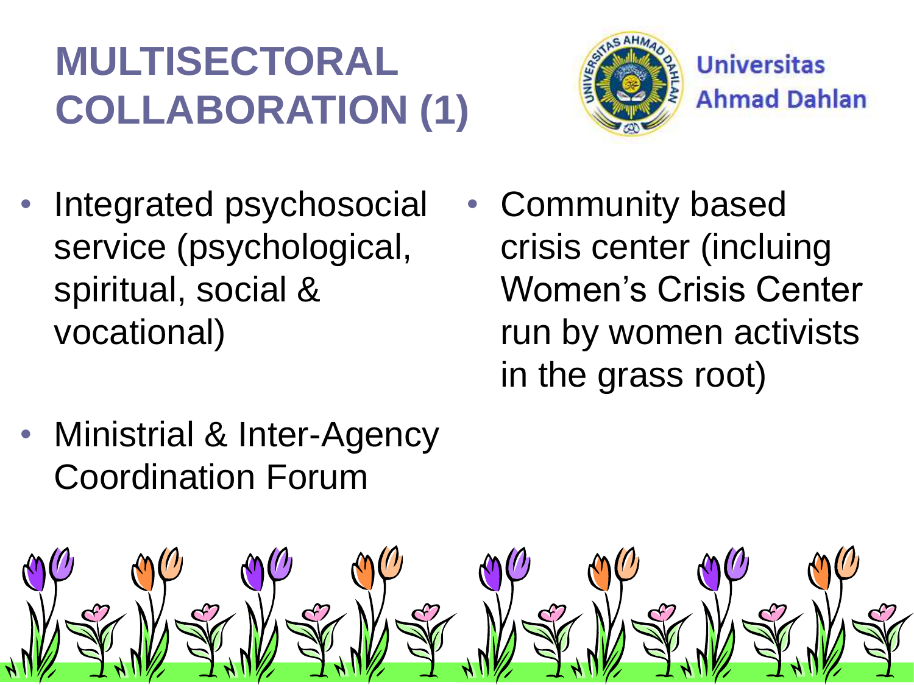# MULTISECTORAL COLLABORATION (1)

Universitas Ahmad Dahlan

- Integrated psychosocial service (psychological, spiritual, social & vocational)
- Ministrial & Inter-Agency Coordination Forum
- Community based crisis center (incluing Women's Crisis Center run by women activists in the grass root)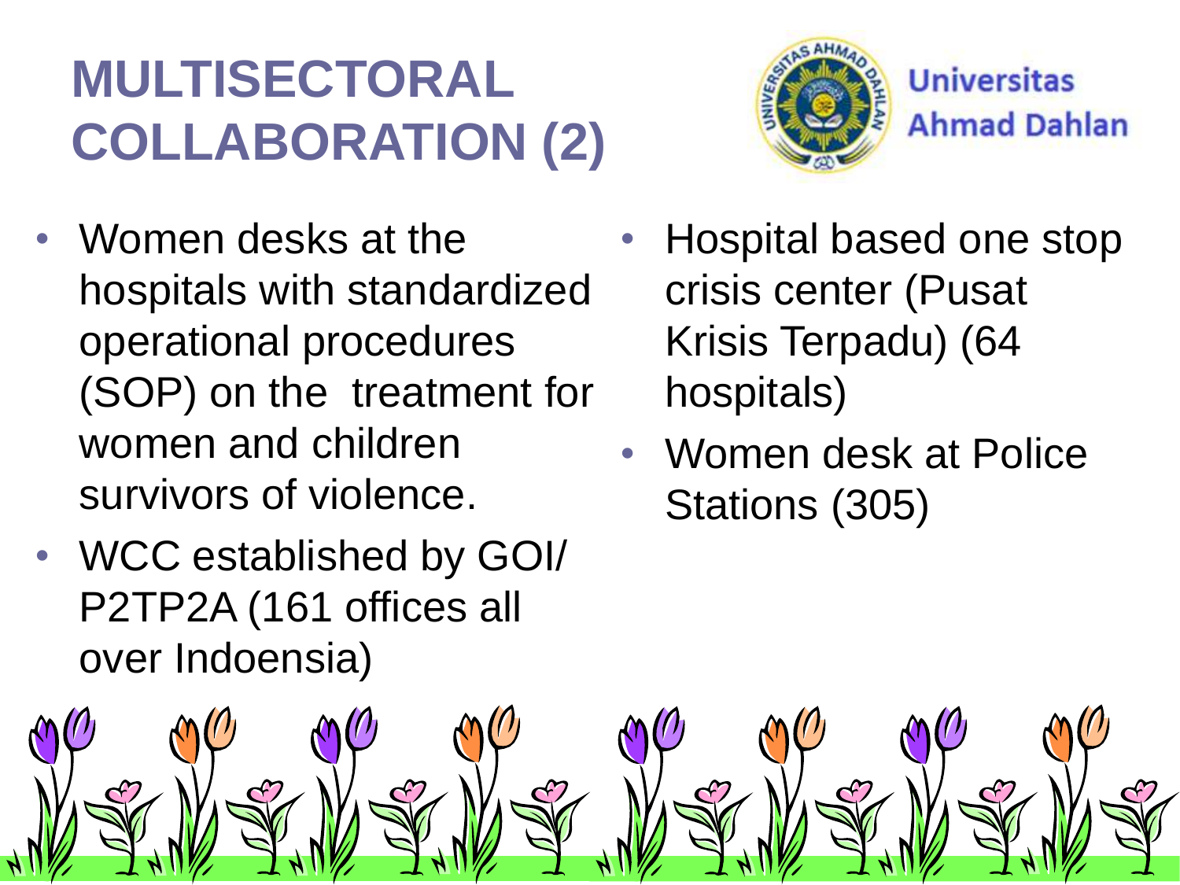# MULTISECTORAL COLLABORATION (2)

Universitas Ahmad Dahlan

- Women desks at the hospitals with standardized operational procedures (SOP) on the treatment for women and children survivors of violence.
- WCC established by GOI/ P2TP2A (161 offices all over Indoensia)
- Hospital based one stop crisis center (Pusat Krisis Terpadu) (64 hospitals)
- Women desk at Police Stations (305)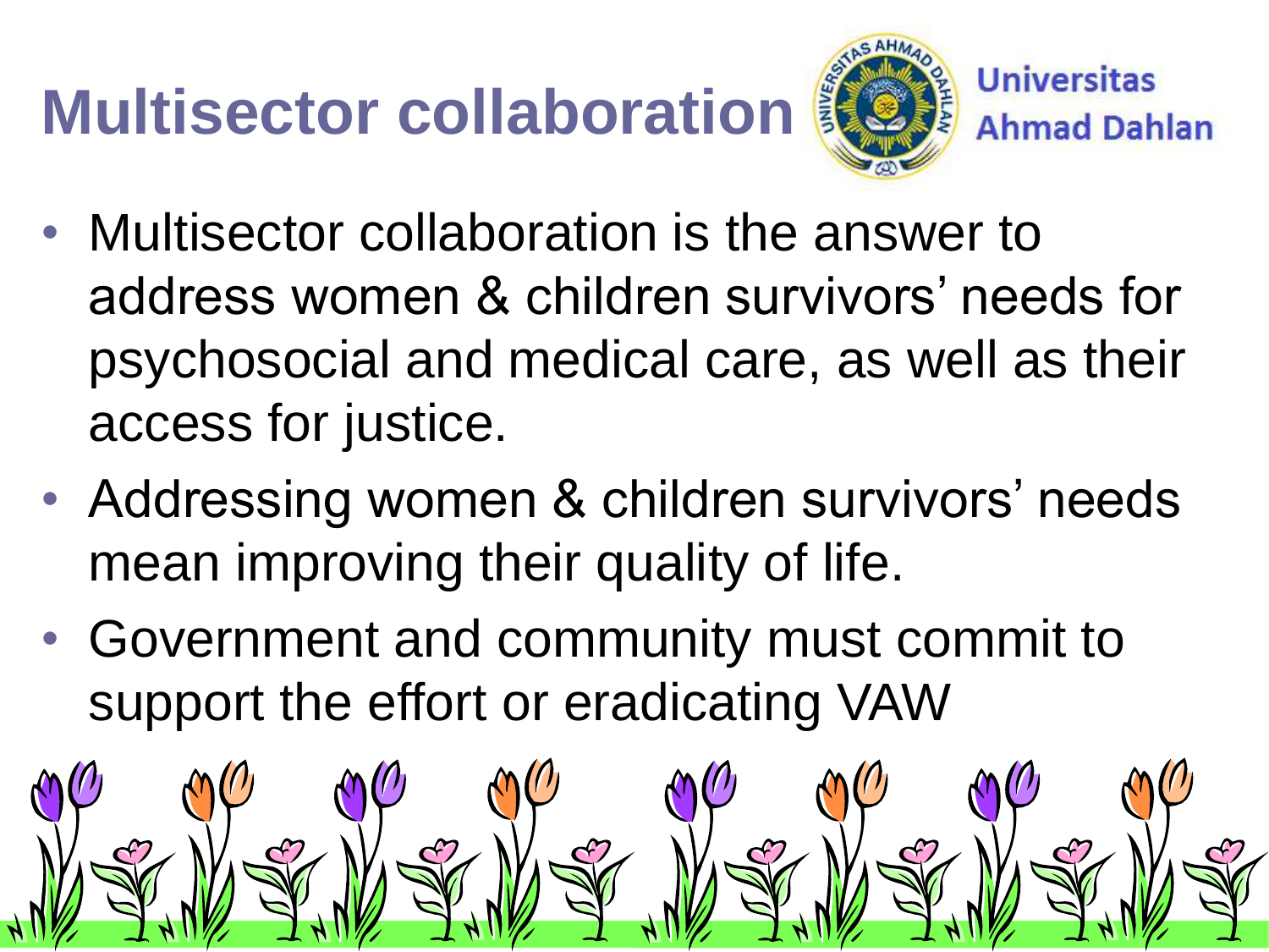# Multisector collaboration

Universitas Ahmad Dahlan

- Multisector collaboration is the answer to address women & children survivors' needs for psychosocial and medical care, as well as their access for justice.
- Addressing women & children survivors' needs mean improving their quality of life.
- Government and community must commit to support the effort or eradicating VAW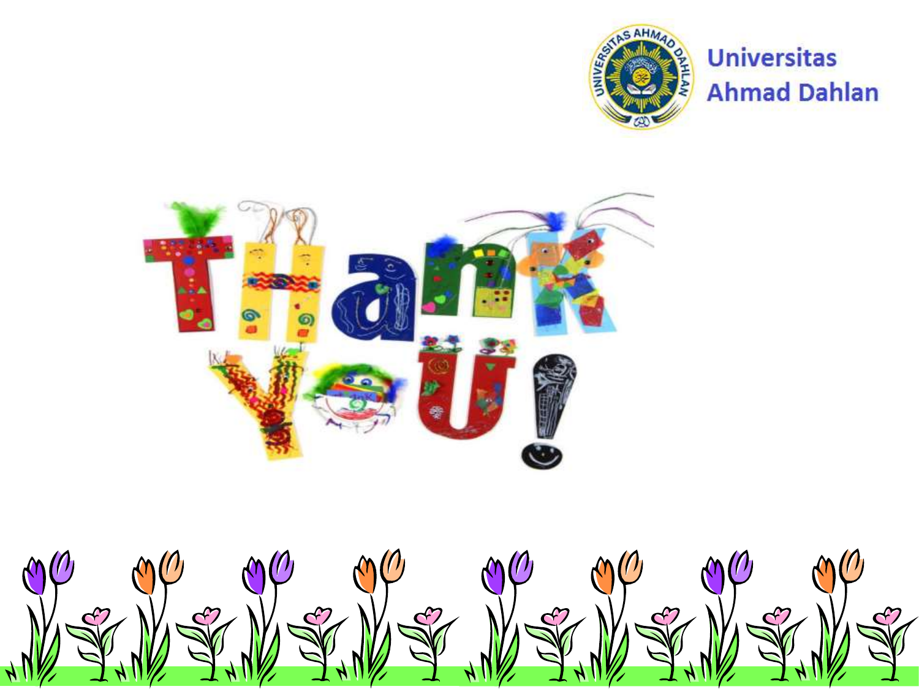Universitas Ahmad Dahlan

Thank You!